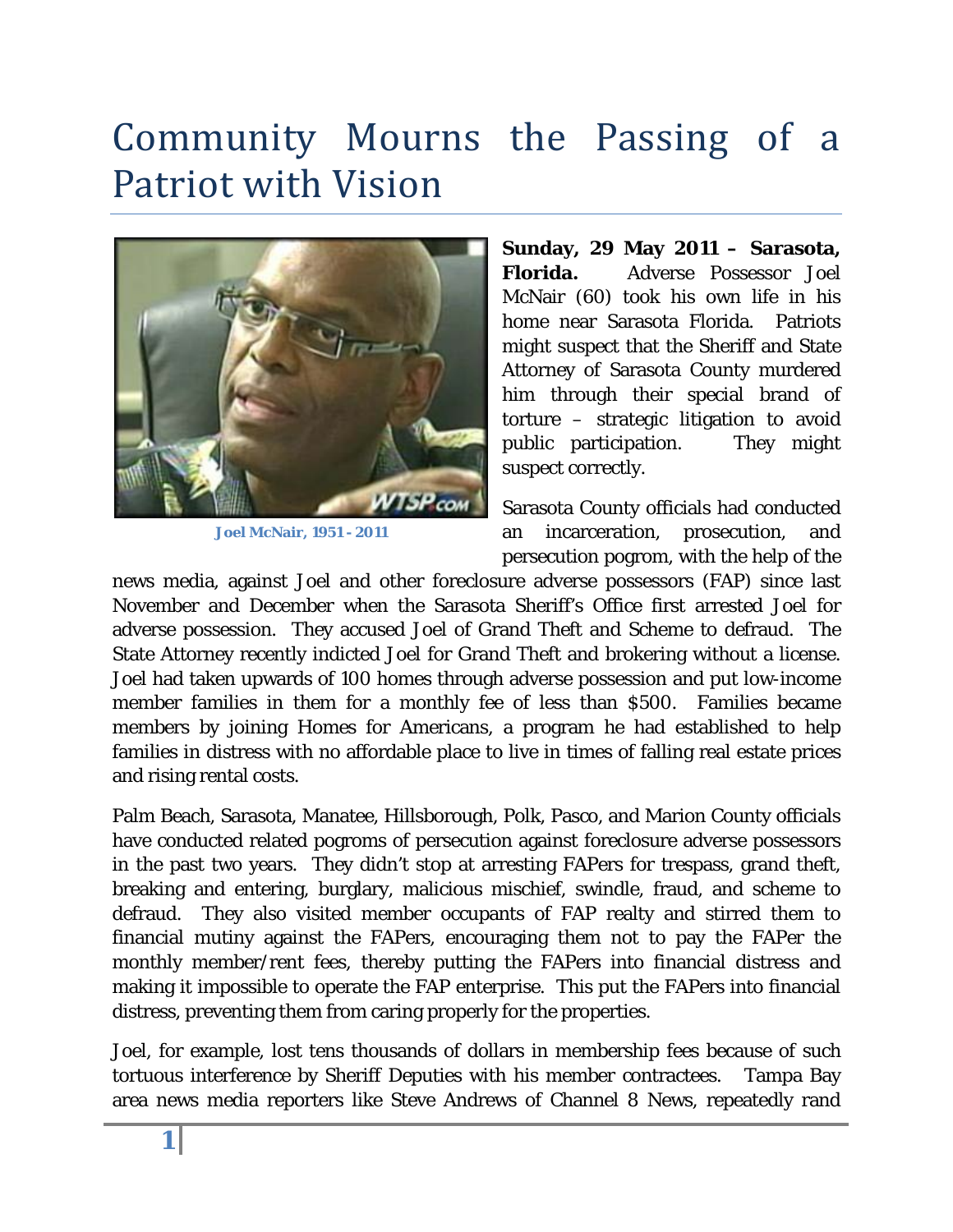# Community Mourns the Passing of a Patriot with Vision

Joel McNair, 1951 - 2011

**Sunday, 29 May 2011 – Sarasota, Florida.** Adverse Possessor Joel McNair (60) took his own life in his home near Sarasota Florida. Patriots might suspect that the Sheriff and State Attorney of Sarasota County murdered him through their special brand of torture – strategic litigation to avoid public participation. They might suspect correctly.

Sarasota County officials had conducted an incarceration, prosecution, and persecution pogrom, with the help of the news media, against Joel and other foreclosure adverse possessors (FAP) since last November and December when the Sarasota Sheriff's Office first arrested Joel for adverse possession. They accused Joel of Grand Theft and Scheme to defraud. The State Attorney recently indicted Joel for Grand Theft and brokering without a license. Joel had taken upwards of 100 homes through adverse possession and put low-income member families in them for a monthly fee of less than $500. Families became members by joining Homes for Americans, a program he had established to help families in distress with no affordable place to live in times of falling real estate prices and rising rental costs.

Palm Beach, Sarasota, Manatee, Hillsborough, Polk, Pasco, and Marion County officials have conducted related pogroms of persecution against foreclosure adverse possessors in the past two years. They didn't stop at arresting FAPers for trespass, grand theft, breaking and entering, burglary, malicious mischief, swindle, fraud, and scheme to defraud. They also visited member occupants of FAP realty and stirred them to financial mutiny against the FAPers, encouraging them not to pay the FAPer the monthly member/rent fees, thereby putting the FAPers into financial distress and making it impossible to operate the FAP enterprise. This put the FAPers into financial distress, preventing them from caring properly for the properties.

Joel, for example, lost tens thousands of dollars in membership fees because of such tortuous interference by Sheriff Deputies with his member contractees. Tampa Bay area news media reporters like Steve Andrews of Channel 8 News, repeatedly rand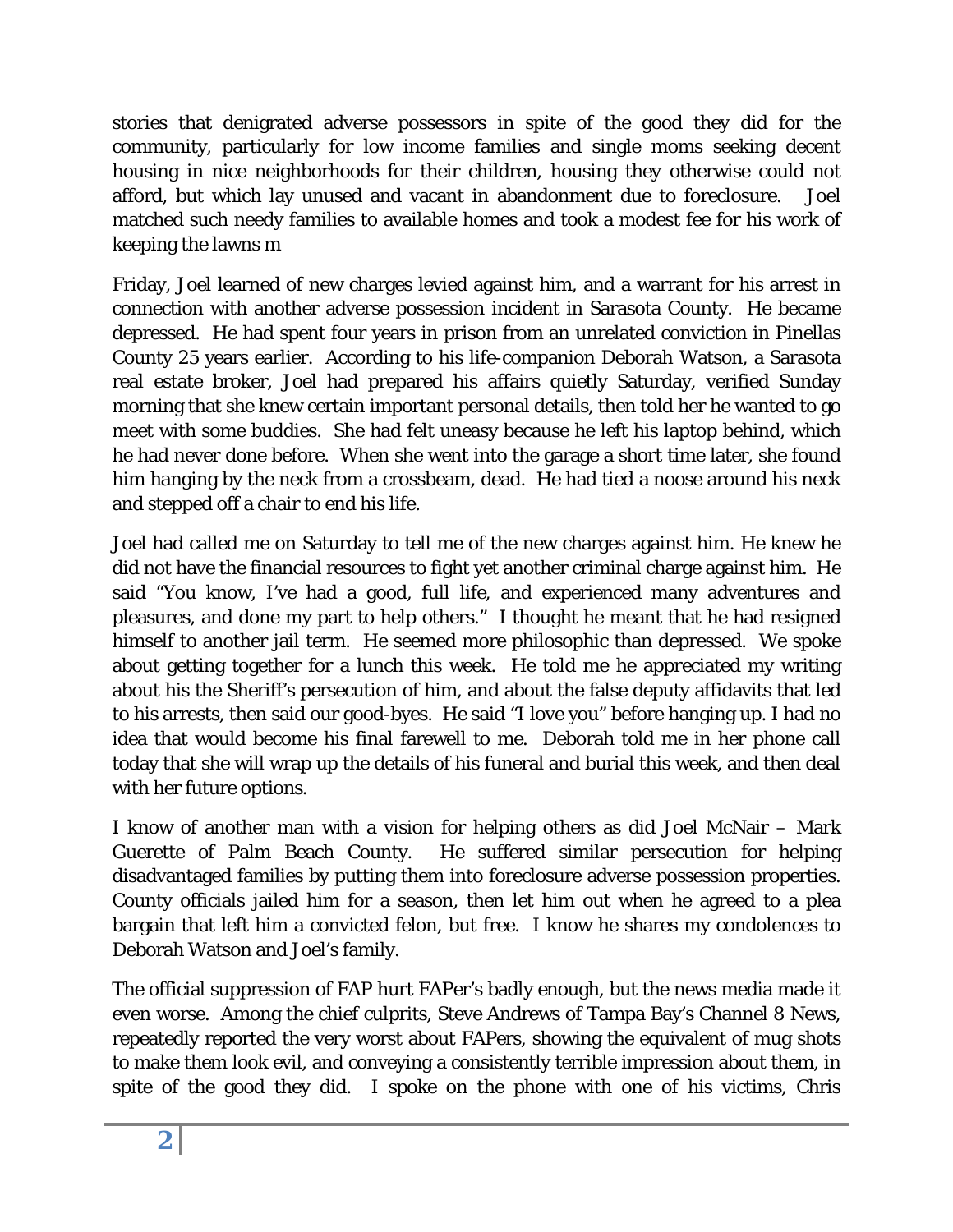stories that denigrated adverse possessors in spite of the good they did for the community, particularly for low income families and single moms seeking decent housing in nice neighborhoods for their children, housing they otherwise could not afford, but which lay unused and vacant in abandonment due to foreclosure. Joel matched such needy families to available homes and took a modest fee for his work of keeping the lawns m

Friday, Joel learned of new charges levied against him, and a warrant for his arrest in connection with another adverse possession incident in Sarasota County. He became depressed. He had spent four years in prison from an unrelated conviction in Pinellas County 25 years earlier. According to his life-companion Deborah Watson, a Sarasota real estate broker, Joel had prepared his affairs quietly Saturday, verified Sunday morning that she knew certain important personal details, then told her he wanted to go meet with some buddies. She had felt uneasy because he left his laptop behind, which he had never done before. When she went into the garage a short time later, she found him hanging by the neck from a crossbeam, dead. He had tied a noose around his neck and stepped off a chair to end his life.

Joel had called me on Saturday to tell me of the new charges against him. He knew he did not have the financial resources to fight yet another criminal charge against him. He said "You know, I've had a good, full life, and experienced many adventures and pleasures, and done my part to help others." I thought he meant that he had resigned himself to another jail term. He seemed more philosophic than depressed. We spoke about getting together for a lunch this week. He told me he appreciated my writing about his the Sheriff's persecution of him, and about the false deputy affidavits that led to his arrests, then said our good-byes. He said "I love you" before hanging up. I had no idea that would become his final farewell to me. Deborah told me in her phone call today that she will wrap up the details of his funeral and burial this week, and then deal with her future options.

I know of another man with a vision for helping others as did Joel McNair – Mark Guerette of Palm Beach County. He suffered similar persecution for helping disadvantaged families by putting them into foreclosure adverse possession properties. County officials jailed him for a season, then let him out when he agreed to a plea bargain that left him a convicted felon, but free. I know he shares my condolences to Deborah Watson and Joel's family.

The official suppression of FAP hurt FAPer's badly enough, but the news media made it even worse. Among the chief culprits, Steve Andrews of Tampa Bay's Channel 8 News, repeatedly reported the very worst about FAPers, showing the equivalent of mug shots to make them look evil, and conveying a consistently terrible impression about them, in spite of the good they did. I spoke on the phone with one of his victims, Chris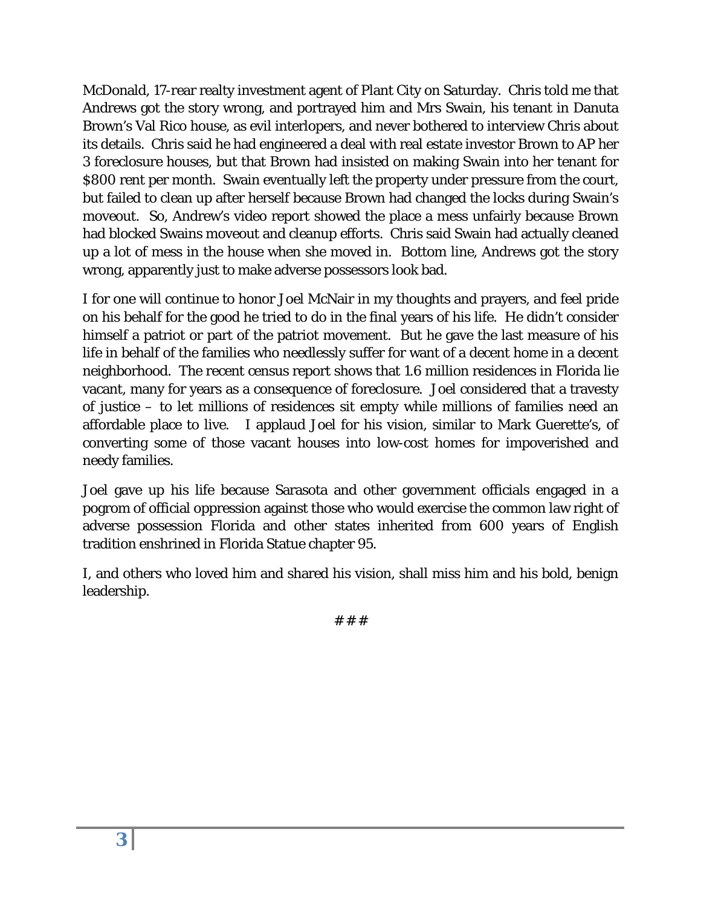McDonald, 17-rear realty investment agent of Plant City on Saturday. Chris told me that Andrews got the story wrong, and portrayed him and Mrs Swain, his tenant in Danuta Brown's Val Rico house, as evil interlopers, and never bothered to interview Chris about its details. Chris said he had engineered a deal with real estate investor Brown to AP her 3 foreclosure houses, but that Brown had insisted on making Swain into her tenant for $800 rent per month. Swain eventually left the property under pressure from the court, but failed to clean up after herself because Brown had changed the locks during Swain's moveout. So, Andrew's video report showed the place a mess unfairly because Brown had blocked Swains moveout and cleanup efforts. Chris said Swain had actually cleaned up a lot of mess in the house when she moved in. Bottom line, Andrews got the story wrong, apparently just to make adverse possessors look bad.

I for one will continue to honor Joel McNair in my thoughts and prayers, and feel pride on his behalf for the good he tried to do in the final years of his life. He didn't consider himself a patriot or part of the patriot movement. But he gave the last measure of his life in behalf of the families who needlessly suffer for want of a decent home in a decent neighborhood. The recent census report shows that 1.6 million residences in Florida lie vacant, many for years as a consequence of foreclosure. Joel considered that a travesty of justice – to let millions of residences sit empty while millions of families need an affordable place to live. I applaud Joel for his vision, similar to Mark Guerette's, of converting some of those vacant houses into low-cost homes for impoverished and needy families.

Joel gave up his life because Sarasota and other government officials engaged in a pogrom of official oppression against those who would exercise the common law right of adverse possession Florida and other states inherited from 600 years of English tradition enshrined in Florida Statue chapter 95.

I, and others who loved him and shared his vision, shall miss him and his bold, benign leadership.

# # #